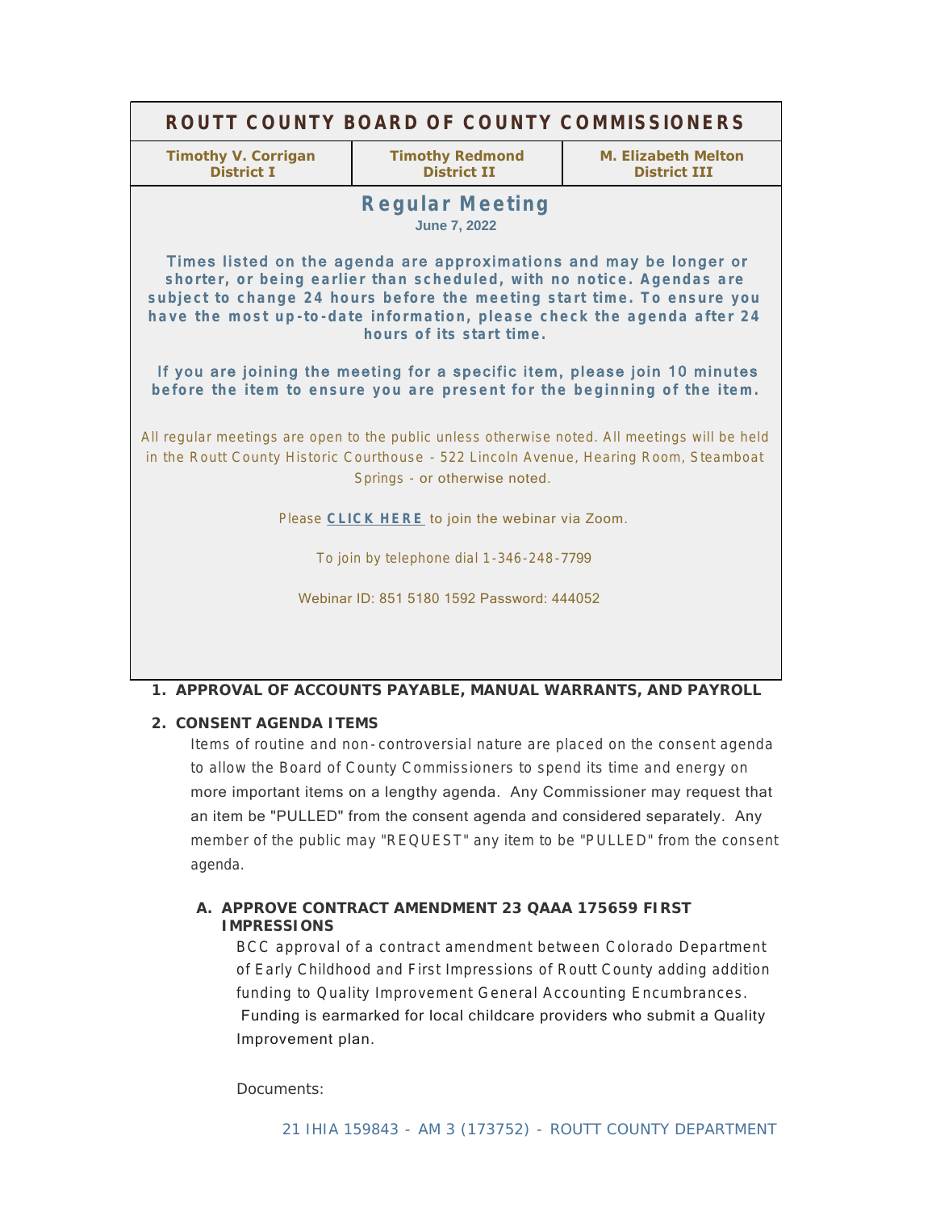# ROUTT COUNTY BOARD OF COUNTY COMMISSIONERS

| Timothy V. Corrigan<br>District I | Timothy Redmond<br>District II | M. Elizabeth Melton<br>District III |
|---|---|---|

## Regular Meeting

**June 7, 2022**

**Times listed on the agenda are approximations and may be longer or shorter, or being earlier than scheduled, with no notice. Agendas are subject to change 24 hours before the meeting start time. To ensure you have the most up-to-date information, please check the agenda after 24 hours of its start time.**

**If you are joining the meeting for a specific item, please join 10 minutes before the item to ensure you are present for the beginning of the item.**

All regular meetings are open to the public unless otherwise noted. All meetings will be held in the Routt County Historic Courthouse - 522 Lincoln Avenue, Hearing Room, Steamboat Springs - or otherwise noted.

Please **CLICK HERE** to join the webinar via Zoom.

To join by telephone dial 1-346-248-7799

Webinar ID: 851 5180 1592 Password: 444052

### 1. APPROVAL OF ACCOUNTS PAYABLE, MANUAL WARRANTS, AND PAYROLL

### 2. CONSENT AGENDA ITEMS

Items of routine and non-controversial nature are placed on the consent agenda to allow the Board of County Commissioners to spend its time and energy on more important items on a lengthy agenda. Any Commissioner may request that an item be "PULLED" from the consent agenda and considered separately. Any member of the public may "REQUEST" any item to be "PULLED" from the consent agenda.

#### A. APPROVE CONTRACT AMENDMENT 23 QAAA 175659 FIRST IMPRESSIONS

BCC approval of a contract amendment between Colorado Department of Early Childhood and First Impressions of Routt County adding addition funding to Quality Improvement General Accounting Encumbrances. Funding is earmarked for local childcare providers who submit a Quality Improvement plan.

Documents:

21 IHIA 159843 - AM 3 (173752) - ROUTT COUNTY DEPARTMENT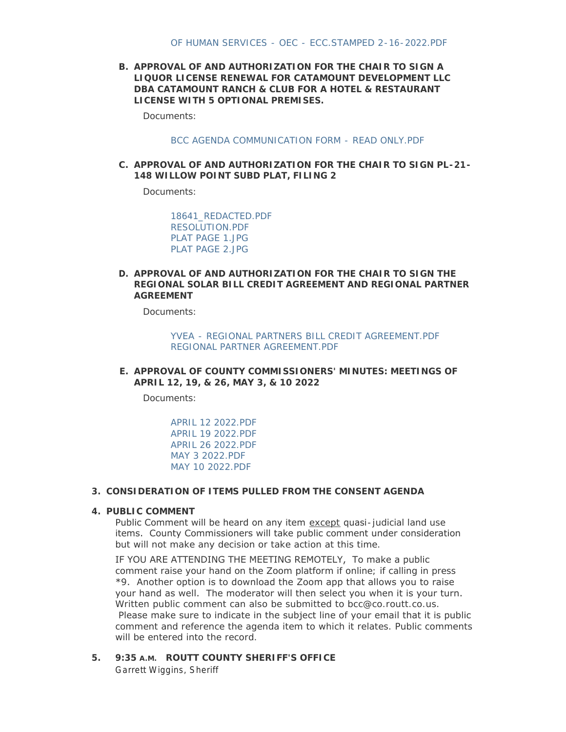OF HUMAN SERVICES - OEC - ECC.STAMPED 2-16-2022.PDF

**B. APPROVAL OF AND AUTHORIZATION FOR THE CHAIR TO SIGN A LIQUOR LICENSE RENEWAL FOR CATAMOUNT DEVELOPMENT LLC DBA CATAMOUNT RANCH & CLUB FOR A HOTEL & RESTAURANT LICENSE WITH 5 OPTIONAL PREMISES.**

Documents:

BCC AGENDA COMMUNICATION FORM - READ ONLY.PDF

**C. APPROVAL OF AND AUTHORIZATION FOR THE CHAIR TO SIGN PL-21-148 WILLOW POINT SUBD PLAT, FILING 2**

Documents:

18641_REDACTED.PDF
RESOLUTION.PDF
PLAT PAGE 1.JPG
PLAT PAGE 2.JPG

**D. APPROVAL OF AND AUTHORIZATION FOR THE CHAIR TO SIGN THE REGIONAL SOLAR BILL CREDIT AGREEMENT AND REGIONAL PARTNER AGREEMENT**

Documents:

YVEA - REGIONAL PARTNERS BILL CREDIT AGREEMENT.PDF
REGIONAL PARTNER AGREEMENT.PDF

**E. APPROVAL OF COUNTY COMMISSIONERS' MINUTES: MEETINGS OF APRIL 12, 19, & 26, MAY 3, & 10 2022**

Documents:

APRIL 12 2022.PDF
APRIL 19 2022.PDF
APRIL 26 2022.PDF
MAY 3 2022.PDF
MAY 10 2022.PDF

**3. CONSIDERATION OF ITEMS PULLED FROM THE CONSENT AGENDA**

**4. PUBLIC COMMENT**

Public Comment will be heard on any item except quasi-judicial land use items. County Commissioners will take public comment under consideration but will not make any decision or take action at this time.

IF YOU ARE ATTENDING THE MEETING REMOTELY, To make a public comment raise your hand on the Zoom platform if online; if calling in press *9. Another option is to download the Zoom app that allows you to raise your hand as well. The moderator will then select you when it is your turn. Written public comment can also be submitted to bcc@co.routt.co.us. Please make sure to indicate in the subject line of your email that it is public comment and reference the agenda item to which it relates. Public comments will be entered into the record.

**5. 9:35 A.M. ROUTT COUNTY SHERIFF'S OFFICE**

*Garrett Wiggins, Sheriff*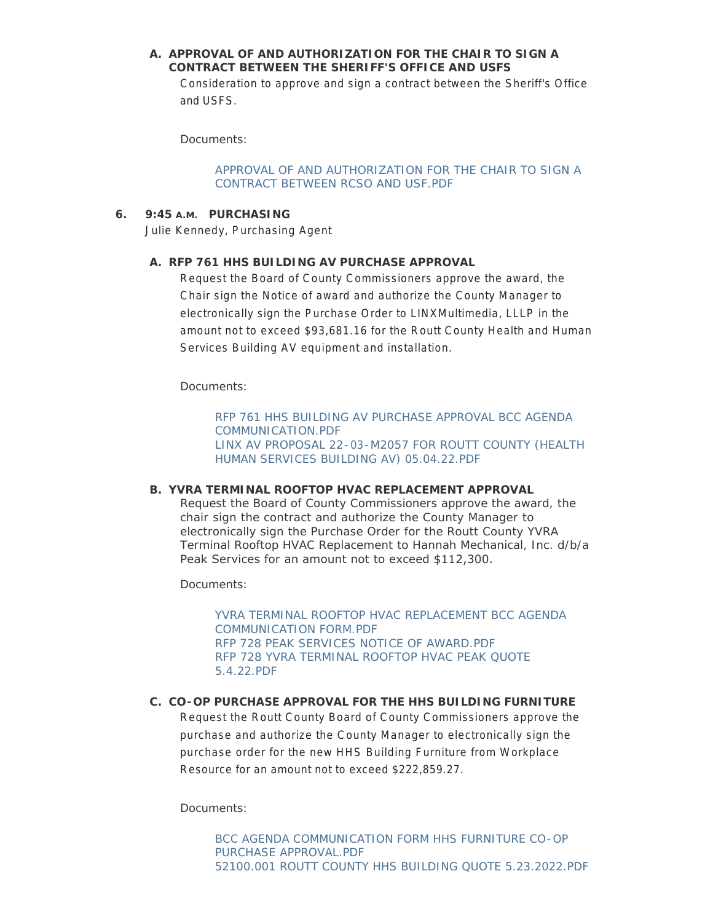**A. APPROVAL OF AND AUTHORIZATION FOR THE CHAIR TO SIGN A CONTRACT BETWEEN THE SHERIFF'S OFFICE AND USFS**

Consideration to approve and sign a contract between the Sheriff's Office and USFS.

Documents:

APPROVAL OF AND AUTHORIZATION FOR THE CHAIR TO SIGN A CONTRACT BETWEEN RCSO AND USF.PDF

**6. 9:45 A.M. PURCHASING**

Julie Kennedy, Purchasing Agent

**A. RFP 761 HHS BUILDING AV PURCHASE APPROVAL**

Request the Board of County Commissioners approve the award, the Chair sign the Notice of award and authorize the County Manager to electronically sign the Purchase Order to LINXMultimedia, LLLP in the amount not to exceed $93,681.16 for the Routt County Health and Human Services Building AV equipment and installation.

Documents:

RFP 761 HHS BUILDING AV PURCHASE APPROVAL BCC AGENDA COMMUNICATION.PDF
LINX AV PROPOSAL 22-03-M2057 FOR ROUTT COUNTY (HEALTH HUMAN SERVICES BUILDING AV) 05.04.22.PDF

**B. YVRA TERMINAL ROOFTOP HVAC REPLACEMENT APPROVAL**

Request the Board of County Commissioners approve the award, the chair sign the contract and authorize the County Manager to electronically sign the Purchase Order for the Routt County YVRA Terminal Rooftop HVAC Replacement to Hannah Mechanical, Inc. d/b/a Peak Services for an amount not to exceed $112,300.

Documents:

YVRA TERMINAL ROOFTOP HVAC REPLACEMENT BCC AGENDA COMMUNICATION FORM.PDF
RFP 728 PEAK SERVICES NOTICE OF AWARD.PDF
RFP 728 YVRA TERMINAL ROOFTOP HVAC PEAK QUOTE 5.4.22.PDF

**C. CO-OP PURCHASE APPROVAL FOR THE HHS BUILDING FURNITURE**

Request the Routt County Board of County Commissioners approve the purchase and authorize the County Manager to electronically sign the purchase order for the new HHS Building Furniture from Workplace Resource for an amount not to exceed $222,859.27.

Documents:

BCC AGENDA COMMUNICATION FORM HHS FURNITURE CO-OP PURCHASE APPROVAL.PDF
52100.001 ROUTT COUNTY HHS BUILDING QUOTE 5.23.2022.PDF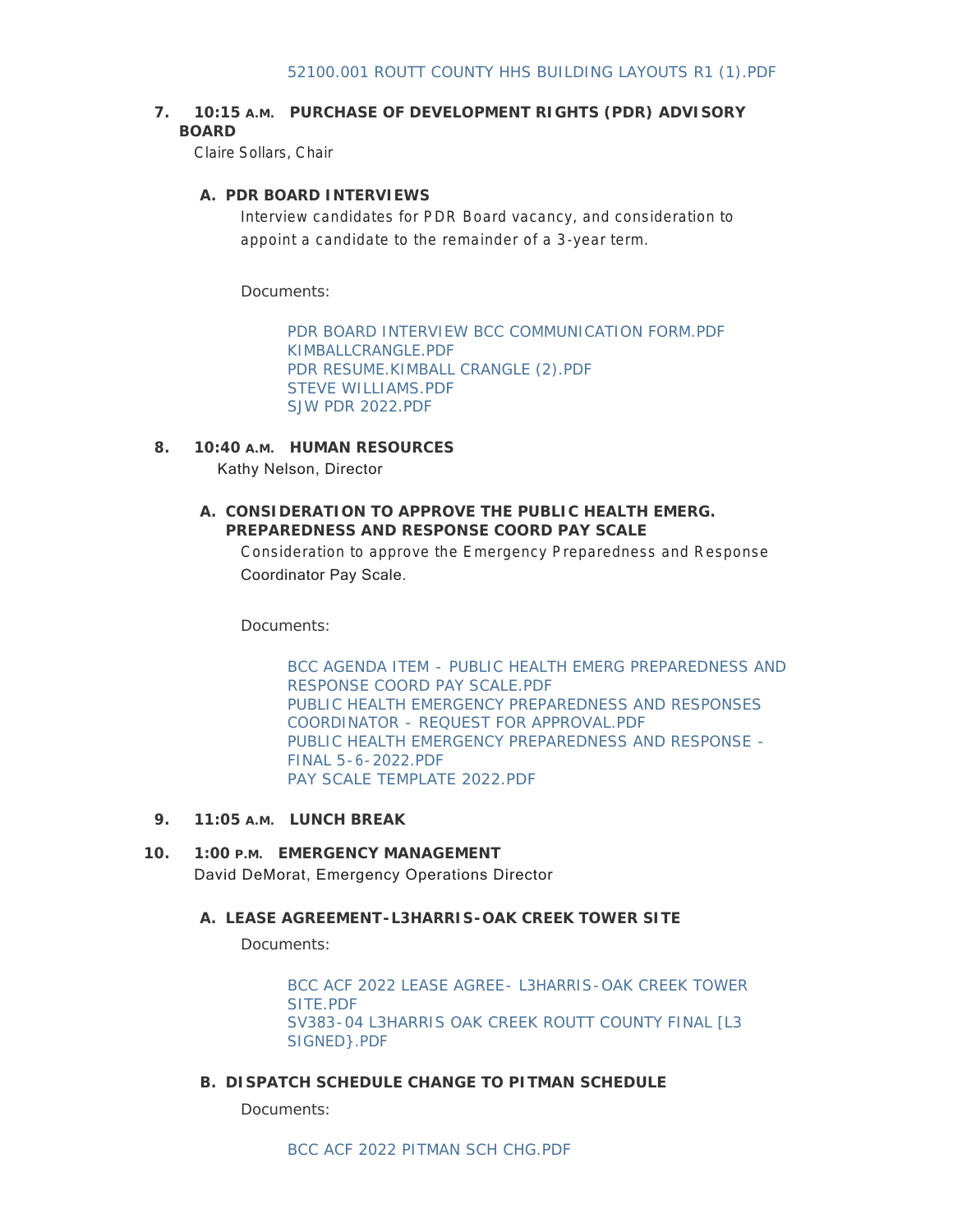52100.001 ROUTT COUNTY HHS BUILDING LAYOUTS R1 (1).PDF

## 7. 10:15 A.M. PURCHASE OF DEVELOPMENT RIGHTS (PDR) ADVISORY BOARD

Claire Sollars, Chair

### A. PDR BOARD INTERVIEWS

Interview candidates for PDR Board vacancy, and consideration to appoint a candidate to the remainder of a 3-year term.

Documents:

PDR BOARD INTERVIEW BCC COMMUNICATION FORM.PDF
KIMBALLCRANGLE.PDF
PDR RESUME.KIMBALL CRANGLE (2).PDF
STEVE WILLIAMS.PDF
SJW PDR 2022.PDF

## 8. 10:40 A.M. HUMAN RESOURCES

Kathy Nelson, Director

### A. CONSIDERATION TO APPROVE THE PUBLIC HEALTH EMERG. PREPAREDNESS AND RESPONSE COORD PAY SCALE

Consideration to approve the Emergency Preparedness and Response Coordinator Pay Scale.

Documents:

BCC AGENDA ITEM - PUBLIC HEALTH EMERG PREPAREDNESS AND RESPONSE COORD PAY SCALE.PDF
PUBLIC HEALTH EMERGENCY PREPAREDNESS AND RESPONSES COORDINATOR - REQUEST FOR APPROVAL.PDF
PUBLIC HEALTH EMERGENCY PREPAREDNESS AND RESPONSE - FINAL 5-6-2022.PDF
PAY SCALE TEMPLATE 2022.PDF

## 9. 11:05 A.M. LUNCH BREAK

## 10. 1:00 P.M. EMERGENCY MANAGEMENT

David DeMorat, Emergency Operations Director

### A. LEASE AGREEMENT-L3HARRIS-OAK CREEK TOWER SITE

Documents:

BCC ACF 2022 LEASE AGREE- L3HARRIS-OAK CREEK TOWER SITE.PDF
SV383-04 L3HARRIS OAK CREEK ROUTT COUNTY FINAL [L3 SIGNED}.PDF

### B. DISPATCH SCHEDULE CHANGE TO PITMAN SCHEDULE

Documents:

BCC ACF 2022 PITMAN SCH CHG.PDF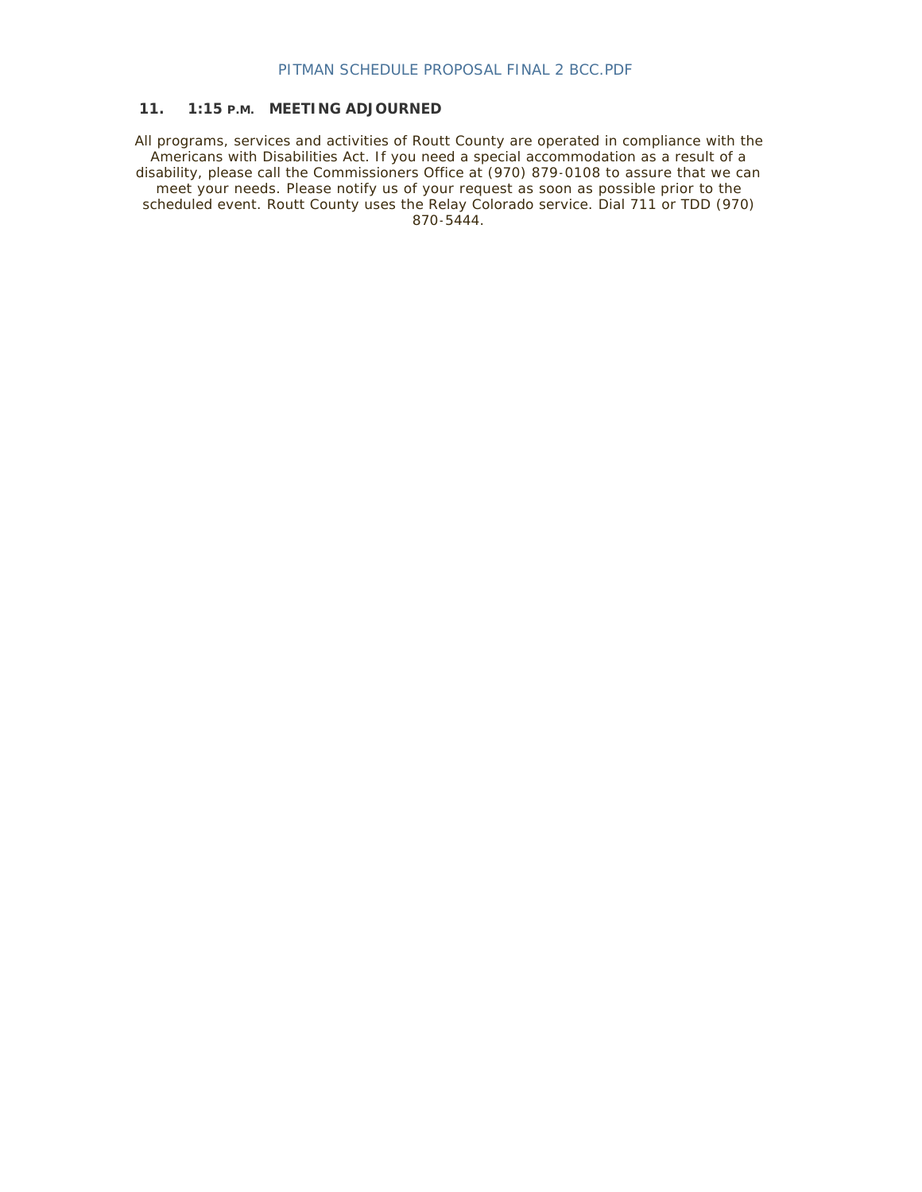PITMAN SCHEDULE PROPOSAL FINAL 2 BCC.PDF

**11. 1:15 P.M. MEETING ADJOURNED**

All programs, services and activities of Routt County are operated in compliance with the Americans with Disabilities Act. If you need a special accommodation as a result of a disability, please call the Commissioners Office at (970) 879-0108 to assure that we can meet your needs. Please notify us of your request as soon as possible prior to the scheduled event. Routt County uses the Relay Colorado service. Dial 711 or TDD (970) 870-5444.